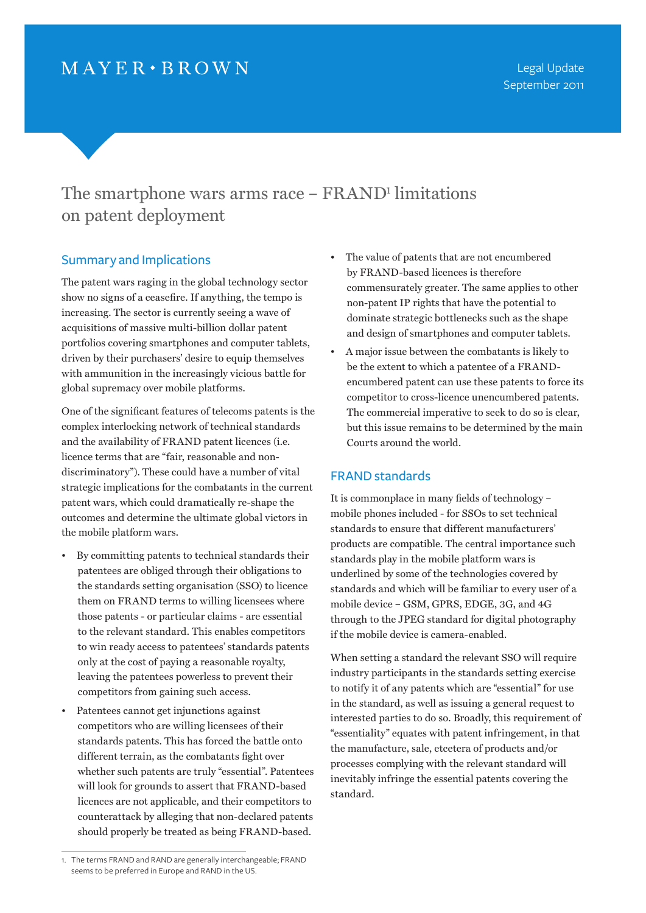MAYER • BROWN

Legal Update
September 2011

# The smartphone wars arms race – FRAND[1] limitations on patent deployment

## Summary and Implications

The patent wars raging in the global technology sector show no signs of a ceasefire. If anything, the tempo is increasing. The sector is currently seeing a wave of acquisitions of massive multi-billion dollar patent portfolios covering smartphones and computer tablets, driven by their purchasers' desire to equip themselves with ammunition in the increasingly vicious battle for global supremacy over mobile platforms.

One of the significant features of telecoms patents is the complex interlocking network of technical standards and the availability of FRAND patent licences (i.e. licence terms that are "fair, reasonable and non-discriminatory"). These could have a number of vital strategic implications for the combatants in the current patent wars, which could dramatically re-shape the outcomes and determine the ultimate global victors in the mobile platform wars.

- By committing patents to technical standards their patentees are obliged through their obligations to the standards setting organisation (SSO) to licence them on FRAND terms to willing licensees where those patents - or particular claims - are essential to the relevant standard. This enables competitors to win ready access to patentees' standards patents only at the cost of paying a reasonable royalty, leaving the patentees powerless to prevent their competitors from gaining such access.
- Patentees cannot get injunctions against competitors who are willing licensees of their standards patents. This has forced the battle onto different terrain, as the combatants fight over whether such patents are truly "essential". Patentees will look for grounds to assert that FRAND-based licences are not applicable, and their competitors to counterattack by alleging that non-declared patents should properly be treated as being FRAND-based.
- The value of patents that are not encumbered by FRAND-based licences is therefore commensurately greater. The same applies to other non-patent IP rights that have the potential to dominate strategic bottlenecks such as the shape and design of smartphones and computer tablets.
- A major issue between the combatants is likely to be the extent to which a patentee of a FRAND-encumbered patent can use these patents to force its competitor to cross-licence unencumbered patents. The commercial imperative to seek to do so is clear, but this issue remains to be determined by the main Courts around the world.

## FRAND standards

It is commonplace in many fields of technology – mobile phones included - for SSOs to set technical standards to ensure that different manufacturers' products are compatible. The central importance such standards play in the mobile platform wars is underlined by some of the technologies covered by standards and which will be familiar to every user of a mobile device – GSM, GPRS, EDGE, 3G, and 4G through to the JPEG standard for digital photography if the mobile device is camera-enabled.

When setting a standard the relevant SSO will require industry participants in the standards setting exercise to notify it of any patents which are "essential" for use in the standard, as well as issuing a general request to interested parties to do so. Broadly, this requirement of "essentiality" equates with patent infringement, in that the manufacture, sale, etcetera of products and/or processes complying with the relevant standard will inevitably infringe the essential patents covering the standard.

1. The terms FRAND and RAND are generally interchangeable; FRAND seems to be preferred in Europe and RAND in the US.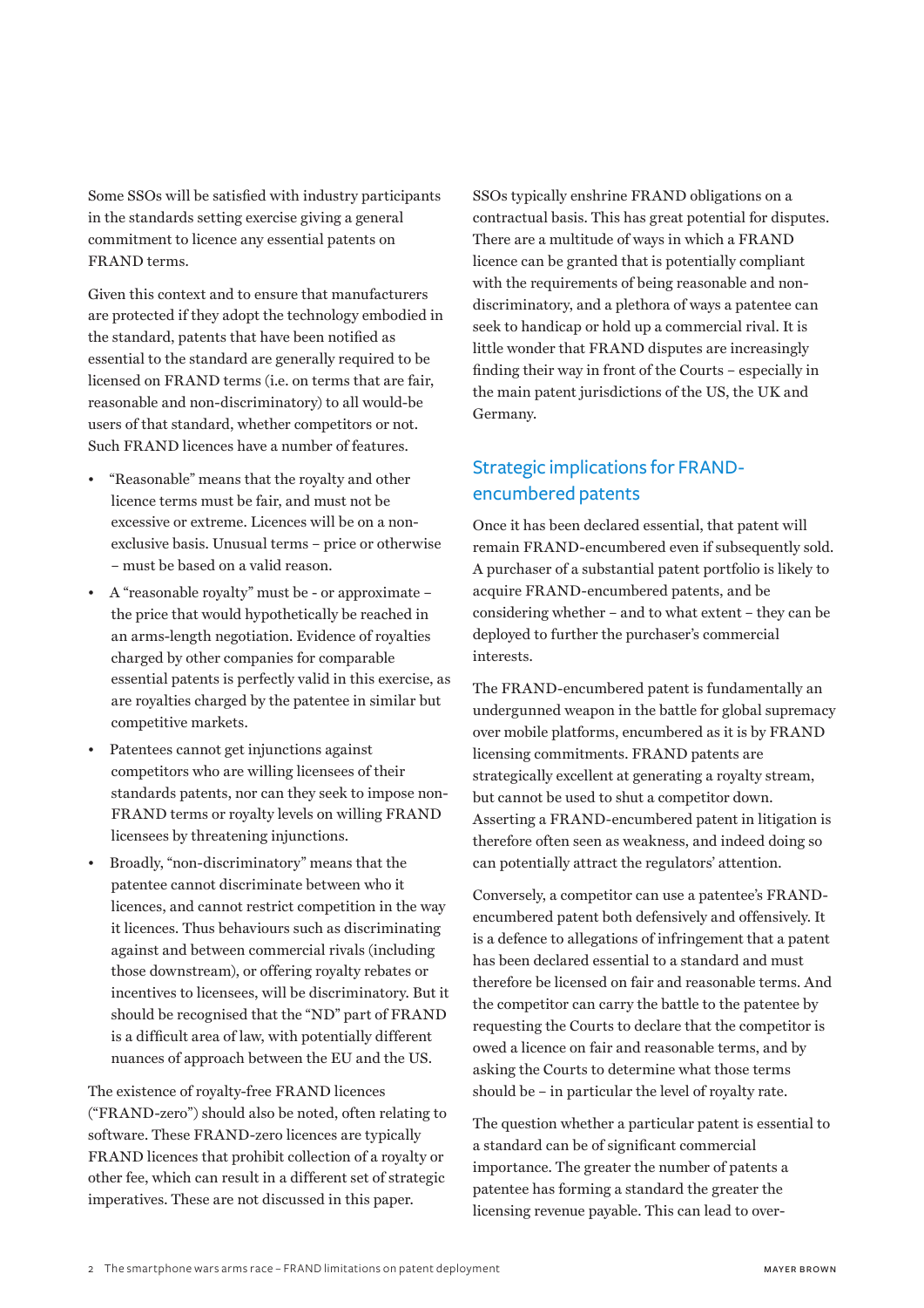Some SSOs will be satisfied with industry participants in the standards setting exercise giving a general commitment to licence any essential patents on FRAND terms.

Given this context and to ensure that manufacturers are protected if they adopt the technology embodied in the standard, patents that have been notified as essential to the standard are generally required to be licensed on FRAND terms (i.e. on terms that are fair, reasonable and non-discriminatory) to all would-be users of that standard, whether competitors or not. Such FRAND licences have a number of features.

- "Reasonable" means that the royalty and other licence terms must be fair, and must not be excessive or extreme. Licences will be on a non-exclusive basis. Unusual terms – price or otherwise – must be based on a valid reason.
- A "reasonable royalty" must be - or approximate – the price that would hypothetically be reached in an arms-length negotiation. Evidence of royalties charged by other companies for comparable essential patents is perfectly valid in this exercise, as are royalties charged by the patentee in similar but competitive markets.
- Patentees cannot get injunctions against competitors who are willing licensees of their standards patents, nor can they seek to impose non-FRAND terms or royalty levels on willing FRAND licensees by threatening injunctions.
- Broadly, "non-discriminatory" means that the patentee cannot discriminate between who it licences, and cannot restrict competition in the way it licences. Thus behaviours such as discriminating against and between commercial rivals (including those downstream), or offering royalty rebates or incentives to licensees, will be discriminatory. But it should be recognised that the "ND" part of FRAND is a difficult area of law, with potentially different nuances of approach between the EU and the US.

The existence of royalty-free FRAND licences ("FRAND-zero") should also be noted, often relating to software. These FRAND-zero licences are typically FRAND licences that prohibit collection of a royalty or other fee, which can result in a different set of strategic imperatives. These are not discussed in this paper.

SSOs typically enshrine FRAND obligations on a contractual basis. This has great potential for disputes. There are a multitude of ways in which a FRAND licence can be granted that is potentially compliant with the requirements of being reasonable and non-discriminatory, and a plethora of ways a patentee can seek to handicap or hold up a commercial rival. It is little wonder that FRAND disputes are increasingly finding their way in front of the Courts – especially in the main patent jurisdictions of the US, the UK and Germany.

## Strategic implications for FRAND-encumbered patents

Once it has been declared essential, that patent will remain FRAND-encumbered even if subsequently sold. A purchaser of a substantial patent portfolio is likely to acquire FRAND-encumbered patents, and be considering whether – and to what extent – they can be deployed to further the purchaser's commercial interests.

The FRAND-encumbered patent is fundamentally an undergunned weapon in the battle for global supremacy over mobile platforms, encumbered as it is by FRAND licensing commitments. FRAND patents are strategically excellent at generating a royalty stream, but cannot be used to shut a competitor down. Asserting a FRAND-encumbered patent in litigation is therefore often seen as weakness, and indeed doing so can potentially attract the regulators' attention.

Conversely, a competitor can use a patentee's FRAND-encumbered patent both defensively and offensively. It is a defence to allegations of infringement that a patent has been declared essential to a standard and must therefore be licensed on fair and reasonable terms. And the competitor can carry the battle to the patentee by requesting the Courts to declare that the competitor is owed a licence on fair and reasonable terms, and by asking the Courts to determine what those terms should be – in particular the level of royalty rate.

The question whether a particular patent is essential to a standard can be of significant commercial importance. The greater the number of patents a patentee has forming a standard the greater the licensing revenue payable. This can lead to over-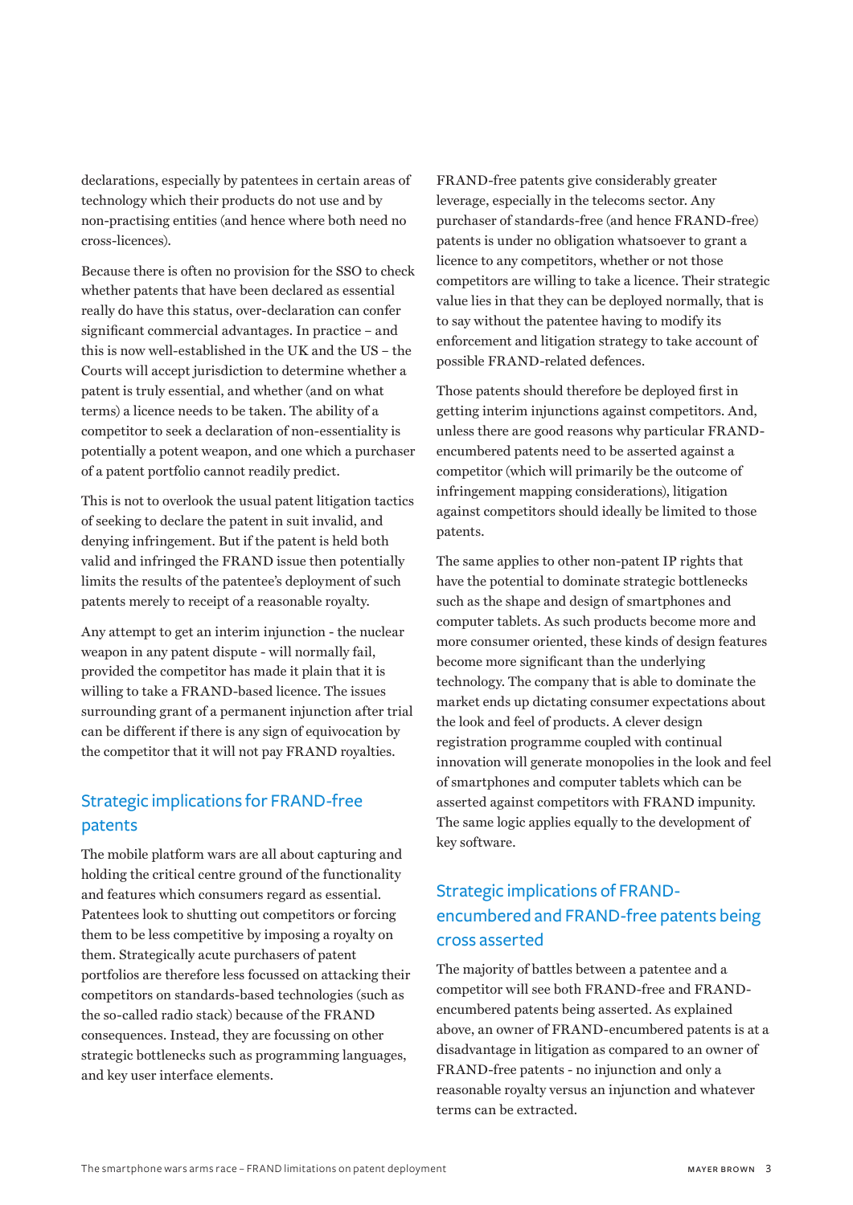declarations, especially by patentees in certain areas of technology which their products do not use and by non-practising entities (and hence where both need no cross-licences).

Because there is often no provision for the SSO to check whether patents that have been declared as essential really do have this status, over-declaration can confer significant commercial advantages. In practice – and this is now well-established in the UK and the US – the Courts will accept jurisdiction to determine whether a patent is truly essential, and whether (and on what terms) a licence needs to be taken. The ability of a competitor to seek a declaration of non-essentiality is potentially a potent weapon, and one which a purchaser of a patent portfolio cannot readily predict.

This is not to overlook the usual patent litigation tactics of seeking to declare the patent in suit invalid, and denying infringement. But if the patent is held both valid and infringed the FRAND issue then potentially limits the results of the patentee's deployment of such patents merely to receipt of a reasonable royalty.

Any attempt to get an interim injunction - the nuclear weapon in any patent dispute - will normally fail, provided the competitor has made it plain that it is willing to take a FRAND-based licence. The issues surrounding grant of a permanent injunction after trial can be different if there is any sign of equivocation by the competitor that it will not pay FRAND royalties.

## Strategic implications for FRAND-free patents

The mobile platform wars are all about capturing and holding the critical centre ground of the functionality and features which consumers regard as essential. Patentees look to shutting out competitors or forcing them to be less competitive by imposing a royalty on them. Strategically acute purchasers of patent portfolios are therefore less focussed on attacking their competitors on standards-based technologies (such as the so-called radio stack) because of the FRAND consequences. Instead, they are focussing on other strategic bottlenecks such as programming languages, and key user interface elements.

FRAND-free patents give considerably greater leverage, especially in the telecoms sector. Any purchaser of standards-free (and hence FRAND-free) patents is under no obligation whatsoever to grant a licence to any competitors, whether or not those competitors are willing to take a licence. Their strategic value lies in that they can be deployed normally, that is to say without the patentee having to modify its enforcement and litigation strategy to take account of possible FRAND-related defences.

Those patents should therefore be deployed first in getting interim injunctions against competitors. And, unless there are good reasons why particular FRAND-encumbered patents need to be asserted against a competitor (which will primarily be the outcome of infringement mapping considerations), litigation against competitors should ideally be limited to those patents.

The same applies to other non-patent IP rights that have the potential to dominate strategic bottlenecks such as the shape and design of smartphones and computer tablets. As such products become more and more consumer oriented, these kinds of design features become more significant than the underlying technology. The company that is able to dominate the market ends up dictating consumer expectations about the look and feel of products. A clever design registration programme coupled with continual innovation will generate monopolies in the look and feel of smartphones and computer tablets which can be asserted against competitors with FRAND impunity. The same logic applies equally to the development of key software.

## Strategic implications of FRAND-encumbered and FRAND-free patents being cross asserted

The majority of battles between a patentee and a competitor will see both FRAND-free and FRAND-encumbered patents being asserted. As explained above, an owner of FRAND-encumbered patents is at a disadvantage in litigation as compared to an owner of FRAND-free patents - no injunction and only a reasonable royalty versus an injunction and whatever terms can be extracted.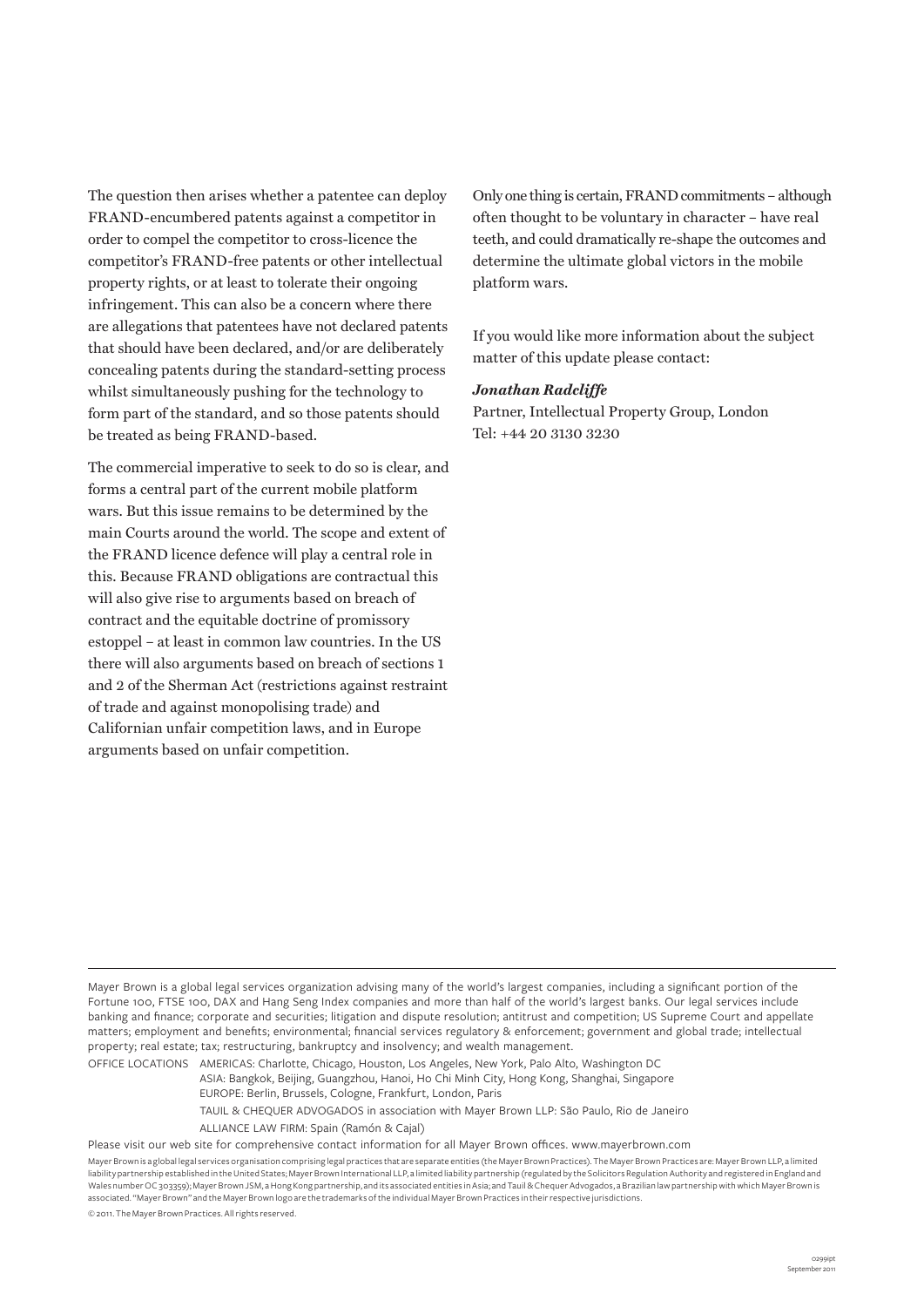The question then arises whether a patentee can deploy FRAND-encumbered patents against a competitor in order to compel the competitor to cross-licence the competitor's FRAND-free patents or other intellectual property rights, or at least to tolerate their ongoing infringement. This can also be a concern where there are allegations that patentees have not declared patents that should have been declared, and/or are deliberately concealing patents during the standard-setting process whilst simultaneously pushing for the technology to form part of the standard, and so those patents should be treated as being FRAND-based.

The commercial imperative to seek to do so is clear, and forms a central part of the current mobile platform wars. But this issue remains to be determined by the main Courts around the world. The scope and extent of the FRAND licence defence will play a central role in this. Because FRAND obligations are contractual this will also give rise to arguments based on breach of contract and the equitable doctrine of promissory estoppel – at least in common law countries. In the US there will also arguments based on breach of sections 1 and 2 of the Sherman Act (restrictions against restraint of trade and against monopolising trade) and Californian unfair competition laws, and in Europe arguments based on unfair competition.

Only one thing is certain, FRAND commitments – although often thought to be voluntary in character – have real teeth, and could dramatically re-shape the outcomes and determine the ultimate global victors in the mobile platform wars.

If you would like more information about the subject matter of this update please contact:

***Jonathan Radcliffe***
Partner, Intellectual Property Group, London
Tel: +44 20 3130 3230

---

Mayer Brown is a global legal services organization advising many of the world's largest companies, including a significant portion of the Fortune 100, FTSE 100, DAX and Hang Seng Index companies and more than half of the world's largest banks. Our legal services include banking and finance; corporate and securities; litigation and dispute resolution; antitrust and competition; US Supreme Court and appellate matters; employment and benefits; environmental; financial services regulatory & enforcement; government and global trade; intellectual property; real estate; tax; restructuring, bankruptcy and insolvency; and wealth management.

OFFICE LOCATIONS AMERICAS: Charlotte, Chicago, Houston, Los Angeles, New York, Palo Alto, Washington DC
ASIA: Bangkok, Beijing, Guangzhou, Hanoi, Ho Chi Minh City, Hong Kong, Shanghai, Singapore
EUROPE: Berlin, Brussels, Cologne, Frankfurt, London, Paris
TAUIL & CHEQUER ADVOGADOS in association with Mayer Brown LLP: São Paulo, Rio de Janeiro
ALLIANCE LAW FIRM: Spain (Ramón & Cajal)

Please visit our web site for comprehensive contact information for all Mayer Brown offices. www.mayerbrown.com

Mayer Brown is a global legal services organisation comprising legal practices that are separate entities (the Mayer Brown Practices). The Mayer Brown Practices are: Mayer Brown LLP, a limited liability partnership established in the United States; Mayer Brown International LLP, a limited liability partnership (regulated by the Solicitors Regulation Authority and registered in England and Wales number OC 303359); Mayer Brown JSM, a Hong Kong partnership, and its associated entities in Asia; and Tauil & Chequer Advogados, a Brazilian law partnership with which Mayer Brown is associated. "Mayer Brown" and the Mayer Brown logo are the trademarks of the individual Mayer Brown Practices in their respective jurisdictions.

© 2011. The Mayer Brown Practices. All rights reserved.

0299ipt
September 2011